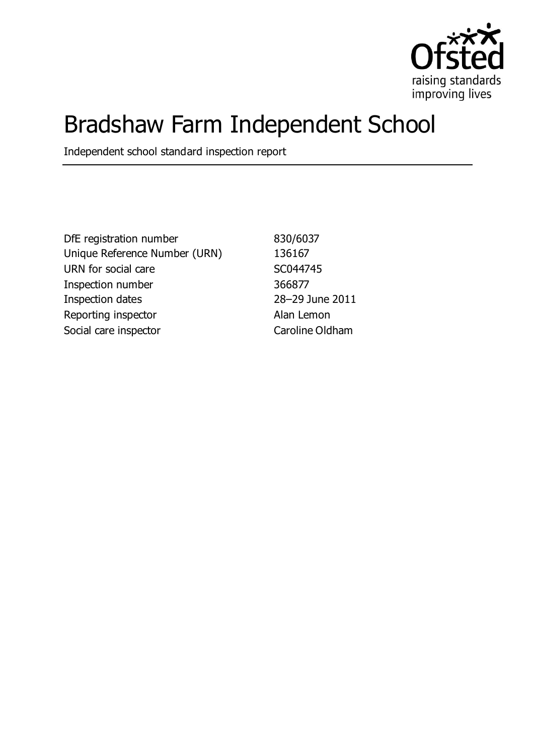Ofsted
raising standards
improving lives

# Bradshaw Farm Independent School

Independent school standard inspection report

| | |
|---|---|
| DfE registration number | 830/6037 |
| Unique Reference Number (URN) | 136167 |
| URN for social care | SC044745 |
| Inspection number | 366877 |
| Inspection dates | 28–29 June 2011 |
| Reporting inspector | Alan Lemon |
| Social care inspector | Caroline Oldham |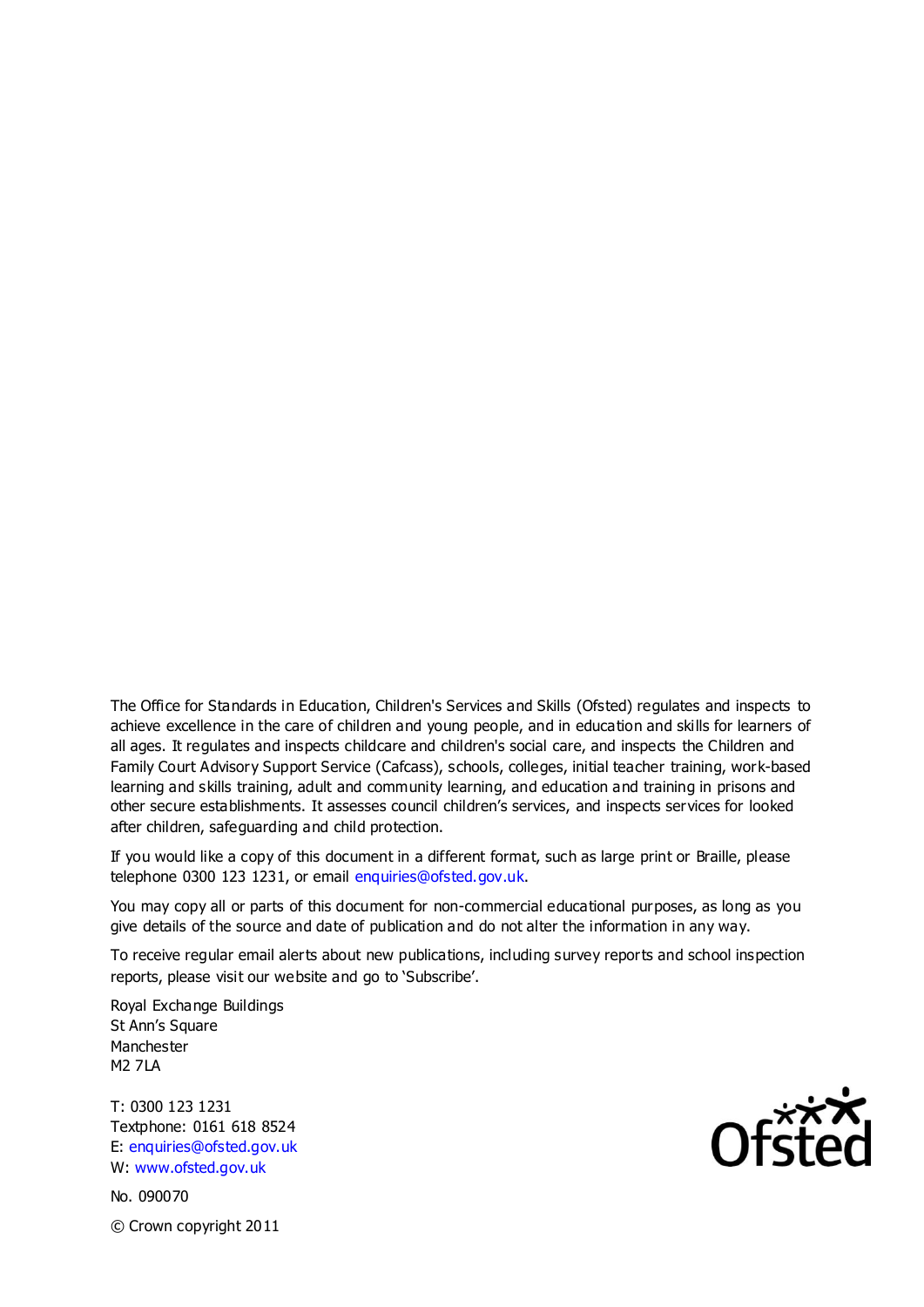The Office for Standards in Education, Children's Services and Skills (Ofsted) regulates and inspects to achieve excellence in the care of children and young people, and in education and skills for learners of all ages. It regulates and inspects childcare and children's social care, and inspects the Children and Family Court Advisory Support Service (Cafcass), schools, colleges, initial teacher training, work-based learning and skills training, adult and community learning, and education and training in prisons and other secure establishments. It assesses council children's services, and inspects services for looked after children, safeguarding and child protection.

If you would like a copy of this document in a different format, such as large print or Braille, please telephone 0300 123 1231, or email enquiries@ofsted.gov.uk.

You may copy all or parts of this document for non-commercial educational purposes, as long as you give details of the source and date of publication and do not alter the information in any way.

To receive regular email alerts about new publications, including survey reports and school inspection reports, please visit our website and go to 'Subscribe'.

Royal Exchange Buildings
St Ann's Square
Manchester
M2 7LA

T: 0300 123 1231
Textphone: 0161 618 8524
E: enquiries@ofsted.gov.uk
W: www.ofsted.gov.uk

No. 090070

© Crown copyright 2011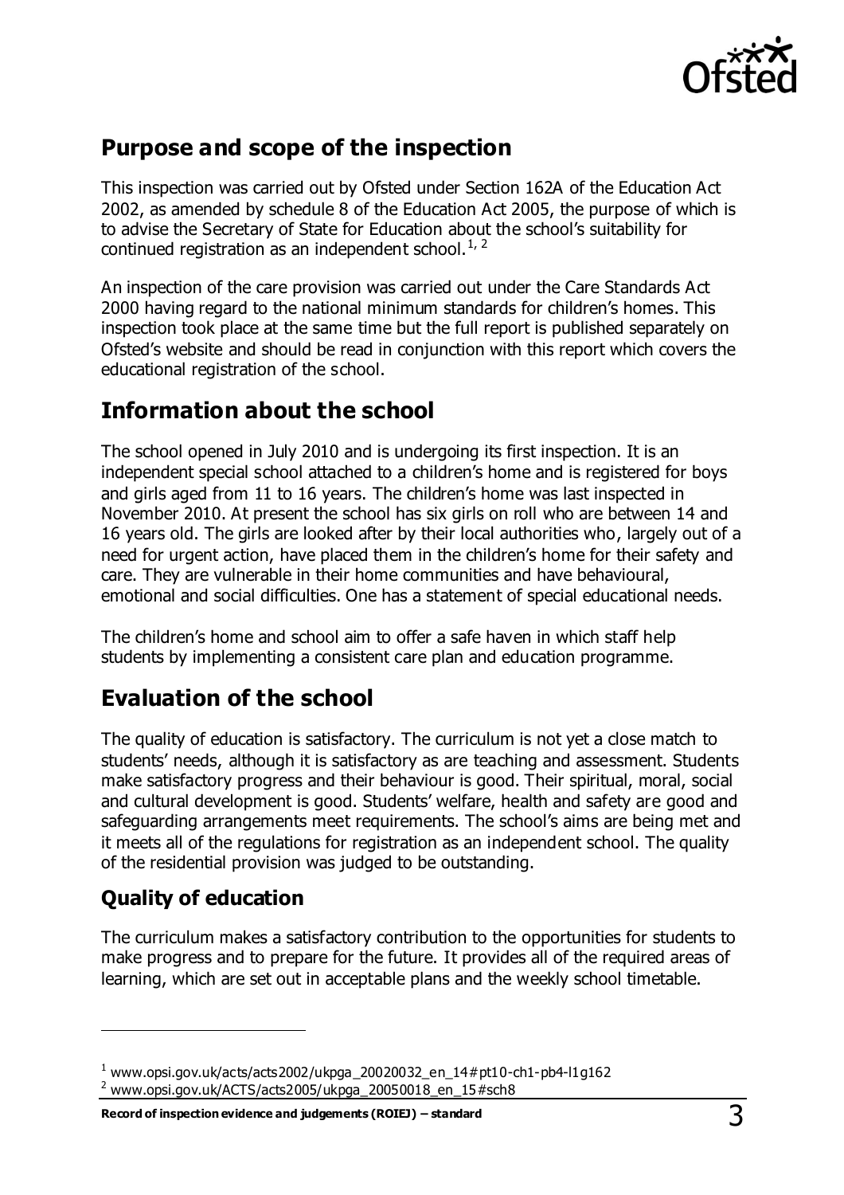## Purpose and scope of the inspection

This inspection was carried out by Ofsted under Section 162A of the Education Act 2002, as amended by schedule 8 of the Education Act 2005, the purpose of which is to advise the Secretary of State for Education about the school's suitability for continued registration as an independent school.[1, 2]

An inspection of the care provision was carried out under the Care Standards Act 2000 having regard to the national minimum standards for children's homes. This inspection took place at the same time but the full report is published separately on Ofsted's website and should be read in conjunction with this report which covers the educational registration of the school.

## Information about the school

The school opened in July 2010 and is undergoing its first inspection. It is an independent special school attached to a children's home and is registered for boys and girls aged from 11 to 16 years. The children's home was last inspected in November 2010. At present the school has six girls on roll who are between 14 and 16 years old. The girls are looked after by their local authorities who, largely out of a need for urgent action, have placed them in the children's home for their safety and care. They are vulnerable in their home communities and have behavioural, emotional and social difficulties. One has a statement of special educational needs.

The children's home and school aim to offer a safe haven in which staff help students by implementing a consistent care plan and education programme.

## Evaluation of the school

The quality of education is satisfactory. The curriculum is not yet a close match to students' needs, although it is satisfactory as are teaching and assessment. Students make satisfactory progress and their behaviour is good. Their spiritual, moral, social and cultural development is good. Students' welfare, health and safety are good and safeguarding arrangements meet requirements. The school's aims are being met and it meets all of the regulations for registration as an independent school. The quality of the residential provision was judged to be outstanding.

### Quality of education

The curriculum makes a satisfactory contribution to the opportunities for students to make progress and to prepare for the future. It provides all of the required areas of learning, which are set out in acceptable plans and the weekly school timetable.

---

[1] www.opsi.gov.uk/acts/acts2002/ukpga_20020032_en_14#pt10-ch1-pb4-l1g162
[2] www.opsi.gov.uk/ACTS/acts2005/ukpga_20050018_en_15#sch8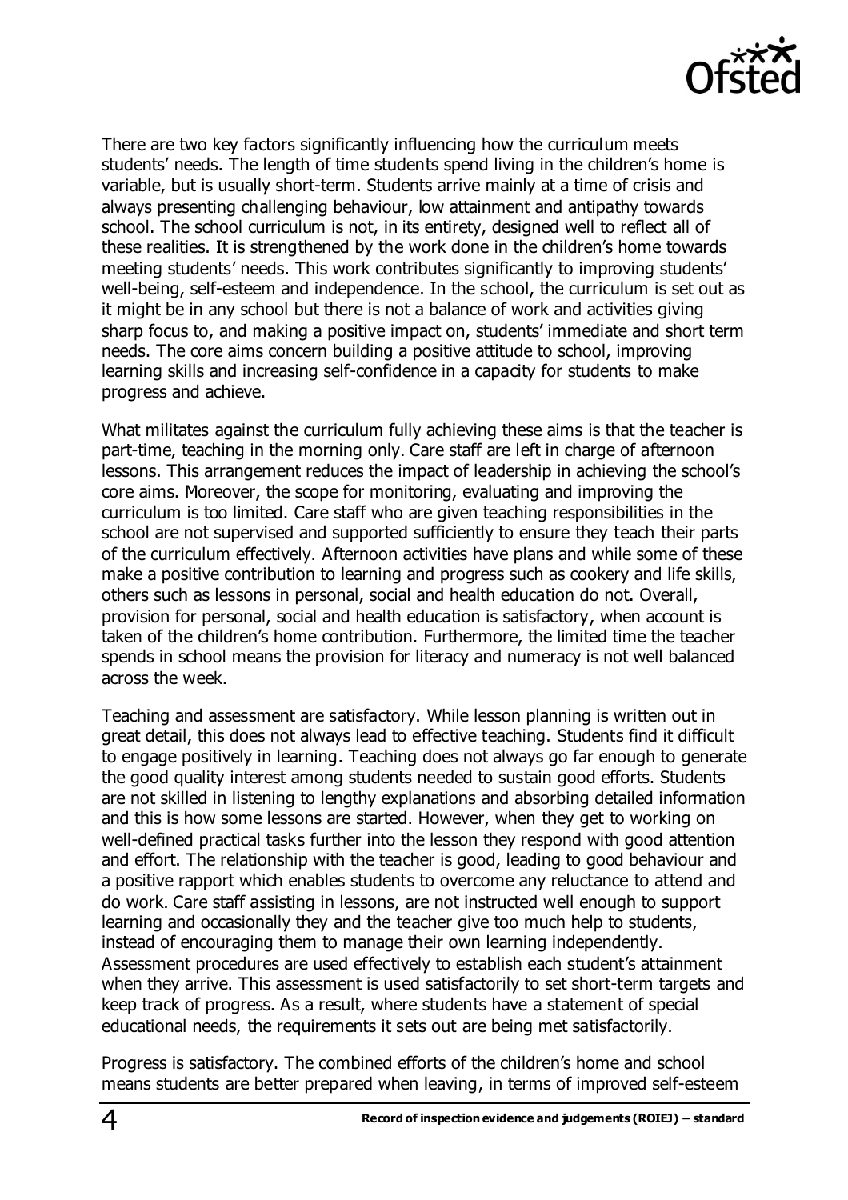There are two key factors significantly influencing how the curriculum meets students' needs. The length of time students spend living in the children's home is variable, but is usually short-term. Students arrive mainly at a time of crisis and always presenting challenging behaviour, low attainment and antipathy towards school. The school curriculum is not, in its entirety, designed well to reflect all of these realities. It is strengthened by the work done in the children's home towards meeting students' needs. This work contributes significantly to improving students' well-being, self-esteem and independence. In the school, the curriculum is set out as it might be in any school but there is not a balance of work and activities giving sharp focus to, and making a positive impact on, students' immediate and short term needs. The core aims concern building a positive attitude to school, improving learning skills and increasing self-confidence in a capacity for students to make progress and achieve.

What militates against the curriculum fully achieving these aims is that the teacher is part-time, teaching in the morning only. Care staff are left in charge of afternoon lessons. This arrangement reduces the impact of leadership in achieving the school's core aims. Moreover, the scope for monitoring, evaluating and improving the curriculum is too limited. Care staff who are given teaching responsibilities in the school are not supervised and supported sufficiently to ensure they teach their parts of the curriculum effectively. Afternoon activities have plans and while some of these make a positive contribution to learning and progress such as cookery and life skills, others such as lessons in personal, social and health education do not. Overall, provision for personal, social and health education is satisfactory, when account is taken of the children's home contribution. Furthermore, the limited time the teacher spends in school means the provision for literacy and numeracy is not well balanced across the week.

Teaching and assessment are satisfactory. While lesson planning is written out in great detail, this does not always lead to effective teaching. Students find it difficult to engage positively in learning. Teaching does not always go far enough to generate the good quality interest among students needed to sustain good efforts. Students are not skilled in listening to lengthy explanations and absorbing detailed information and this is how some lessons are started. However, when they get to working on well-defined practical tasks further into the lesson they respond with good attention and effort. The relationship with the teacher is good, leading to good behaviour and a positive rapport which enables students to overcome any reluctance to attend and do work. Care staff assisting in lessons, are not instructed well enough to support learning and occasionally they and the teacher give too much help to students, instead of encouraging them to manage their own learning independently. Assessment procedures are used effectively to establish each student's attainment when they arrive. This assessment is used satisfactorily to set short-term targets and keep track of progress. As a result, where students have a statement of special educational needs, the requirements it sets out are being met satisfactorily.

Progress is satisfactory. The combined efforts of the children's home and school means students are better prepared when leaving, in terms of improved self-esteem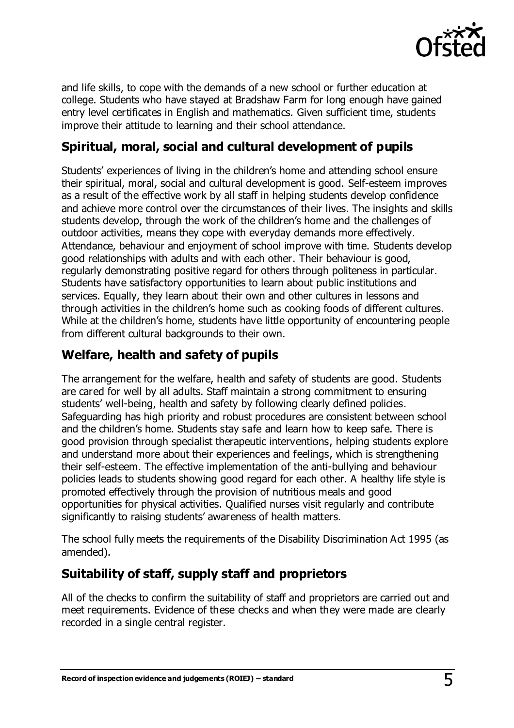and life skills, to cope with the demands of a new school or further education at college. Students who have stayed at Bradshaw Farm for long enough have gained entry level certificates in English and mathematics. Given sufficient time, students improve their attitude to learning and their school attendance.

## Spiritual, moral, social and cultural development of pupils

Students' experiences of living in the children's home and attending school ensure their spiritual, moral, social and cultural development is good. Self-esteem improves as a result of the effective work by all staff in helping students develop confidence and achieve more control over the circumstances of their lives. The insights and skills students develop, through the work of the children's home and the challenges of outdoor activities, means they cope with everyday demands more effectively. Attendance, behaviour and enjoyment of school improve with time. Students develop good relationships with adults and with each other. Their behaviour is good, regularly demonstrating positive regard for others through politeness in particular. Students have satisfactory opportunities to learn about public institutions and services. Equally, they learn about their own and other cultures in lessons and through activities in the children's home such as cooking foods of different cultures. While at the children's home, students have little opportunity of encountering people from different cultural backgrounds to their own.

## Welfare, health and safety of pupils

The arrangement for the welfare, health and safety of students are good. Students are cared for well by all adults. Staff maintain a strong commitment to ensuring students' well-being, health and safety by following clearly defined policies. Safeguarding has high priority and robust procedures are consistent between school and the children's home. Students stay safe and learn how to keep safe. There is good provision through specialist therapeutic interventions, helping students explore and understand more about their experiences and feelings, which is strengthening their self-esteem. The effective implementation of the anti-bullying and behaviour policies leads to students showing good regard for each other. A healthy life style is promoted effectively through the provision of nutritious meals and good opportunities for physical activities. Qualified nurses visit regularly and contribute significantly to raising students' awareness of health matters.

The school fully meets the requirements of the Disability Discrimination Act 1995 (as amended).

## Suitability of staff, supply staff and proprietors

All of the checks to confirm the suitability of staff and proprietors are carried out and meet requirements. Evidence of these checks and when they were made are clearly recorded in a single central register.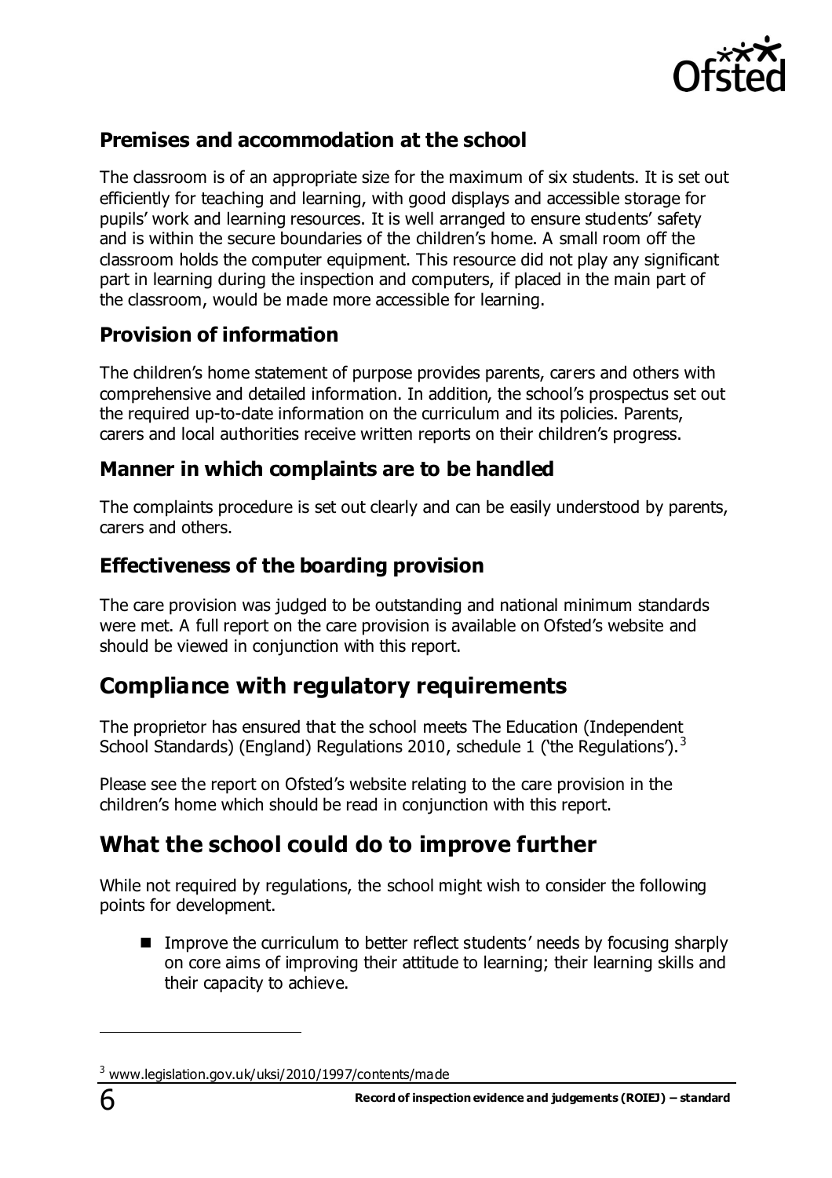### Premises and accommodation at the school

The classroom is of an appropriate size for the maximum of six students. It is set out efficiently for teaching and learning, with good displays and accessible storage for pupils' work and learning resources. It is well arranged to ensure students' safety and is within the secure boundaries of the children's home. A small room off the classroom holds the computer equipment. This resource did not play any significant part in learning during the inspection and computers, if placed in the main part of the classroom, would be made more accessible for learning.

### Provision of information

The children's home statement of purpose provides parents, carers and others with comprehensive and detailed information. In addition, the school's prospectus set out the required up-to-date information on the curriculum and its policies. Parents, carers and local authorities receive written reports on their children's progress.

### Manner in which complaints are to be handled

The complaints procedure is set out clearly and can be easily understood by parents, carers and others.

### Effectiveness of the boarding provision

The care provision was judged to be outstanding and national minimum standards were met. A full report on the care provision is available on Ofsted's website and should be viewed in conjunction with this report.

## Compliance with regulatory requirements

The proprietor has ensured that the school meets The Education (Independent School Standards) (England) Regulations 2010, schedule 1 ('the Regulations').[3]

Please see the report on Ofsted's website relating to the care provision in the children's home which should be read in conjunction with this report.

## What the school could do to improve further

While not required by regulations, the school might wish to consider the following points for development.

- Improve the curriculum to better reflect students' needs by focusing sharply on core aims of improving their attitude to learning; their learning skills and their capacity to achieve.

[3] www.legislation.gov.uk/uksi/2010/1997/contents/made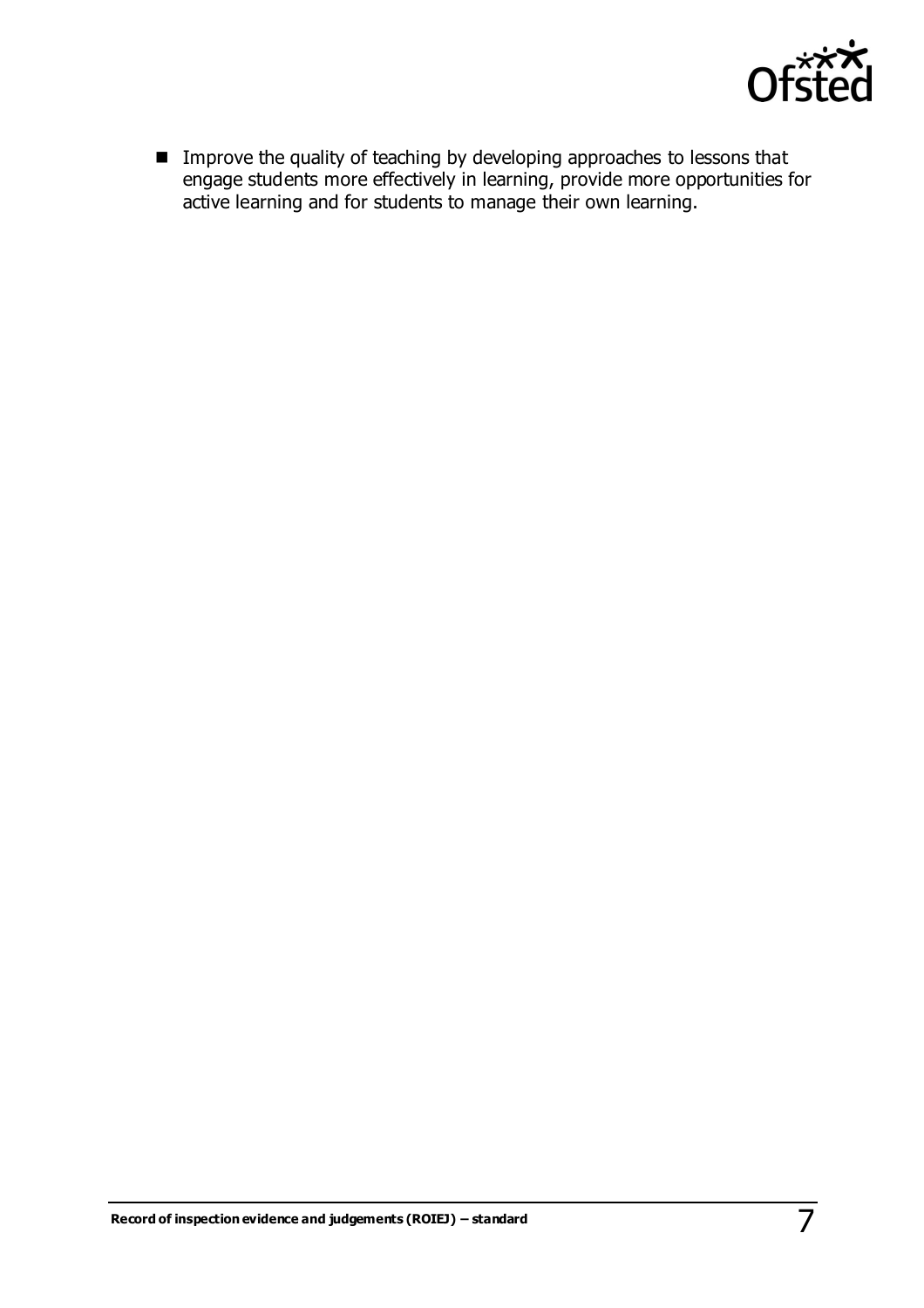- Improve the quality of teaching by developing approaches to lessons that engage students more effectively in learning, provide more opportunities for active learning and for students to manage their own learning.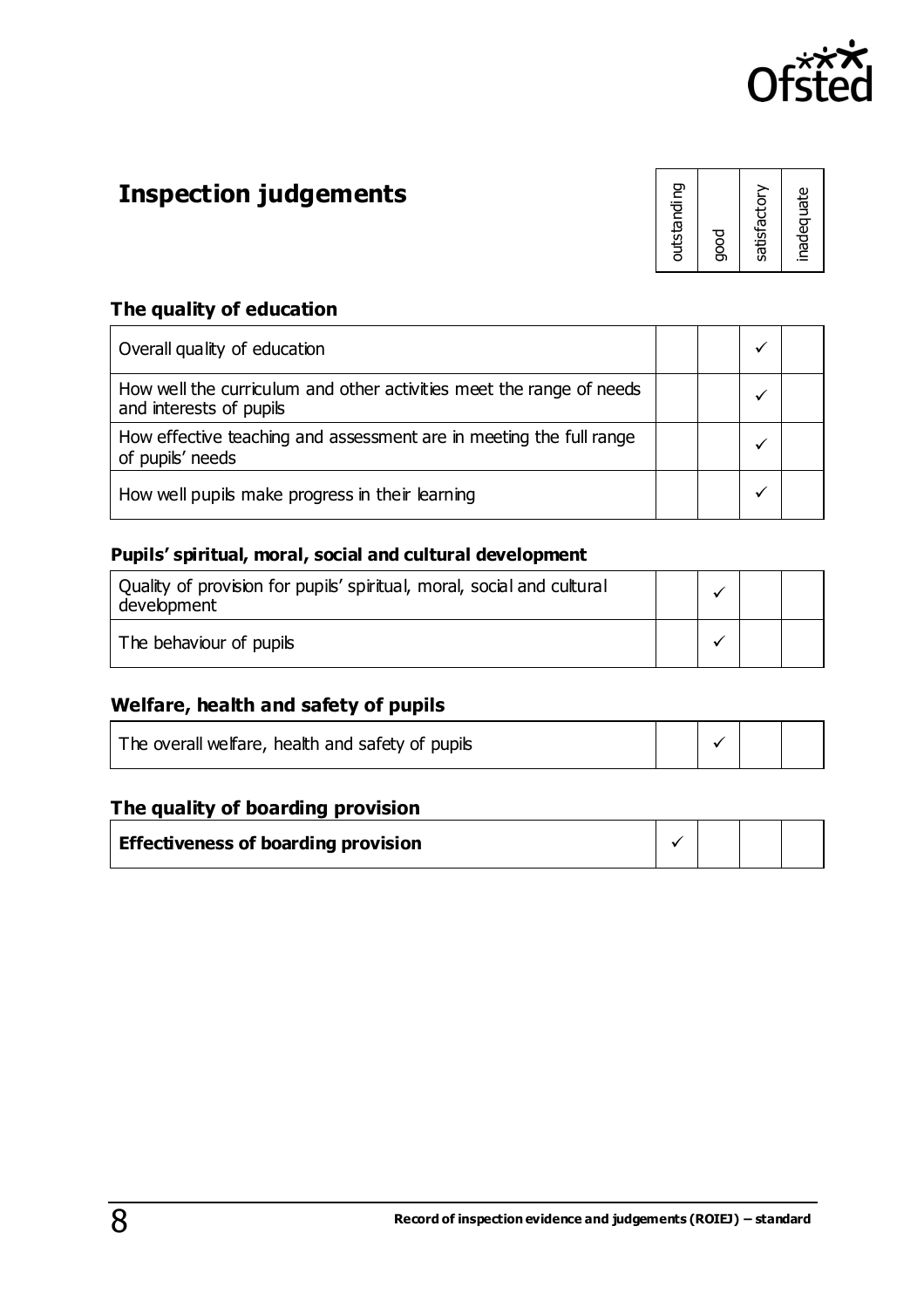# Inspection judgements

| | outstanding | good | satisfactory | inadequate |
|---|---|---|---|---|
| **The quality of education** | | | | |
| Overall quality of education | | | ✓ | |
| How well the curriculum and other activities meet the range of needs and interests of pupils | | | ✓ | |
| How effective teaching and assessment are in meeting the full range of pupils' needs | | | ✓ | |
| How well pupils make progress in their learning | | | ✓ | |
| **Pupils' spiritual, moral, social and cultural development** | | | | |
| Quality of provision for pupils' spiritual, moral, social and cultural development | | ✓ | | |
| The behaviour of pupils | | ✓ | | |
| **Welfare, health and safety of pupils** | | | | |
| The overall welfare, health and safety of pupils | | ✓ | | |
| **The quality of boarding provision** | | | | |
| **Effectiveness of boarding provision** | ✓ | | | |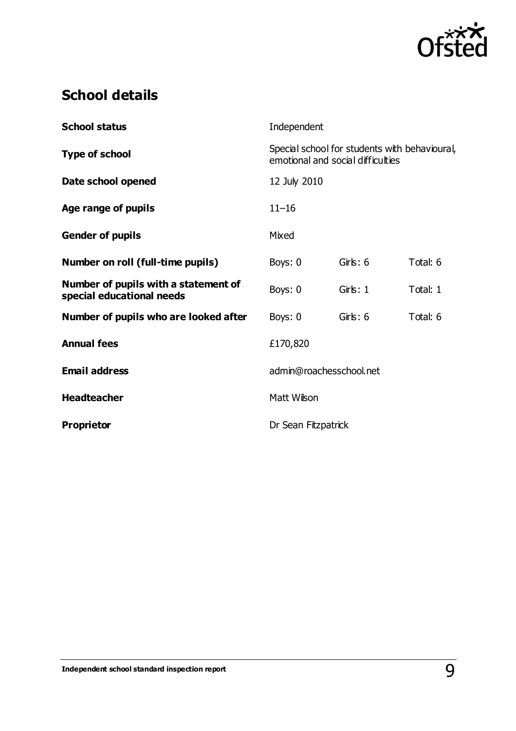## School details

| | | | |
|---|---|---|---|
| **School status** | Independent | | |
| **Type of school** | Special school for students with behavioural, emotional and social difficulties | | |
| **Date school opened** | 12 July 2010 | | |
| **Age range of pupils** | 11–16 | | |
| **Gender of pupils** | Mixed | | |
| **Number on roll (full-time pupils)** | Boys: 0 | Girls: 6 | Total: 6 |
| **Number of pupils with a statement of special educational needs** | Boys: 0 | Girls: 1 | Total: 1 |
| **Number of pupils who are looked after** | Boys: 0 | Girls: 6 | Total: 6 |
| **Annual fees** | £170,820 | | |
| **Email address** | admin@roachesschool.net | | |
| **Headteacher** | Matt Wilson | | |
| **Proprietor** | Dr Sean Fitzpatrick | | |